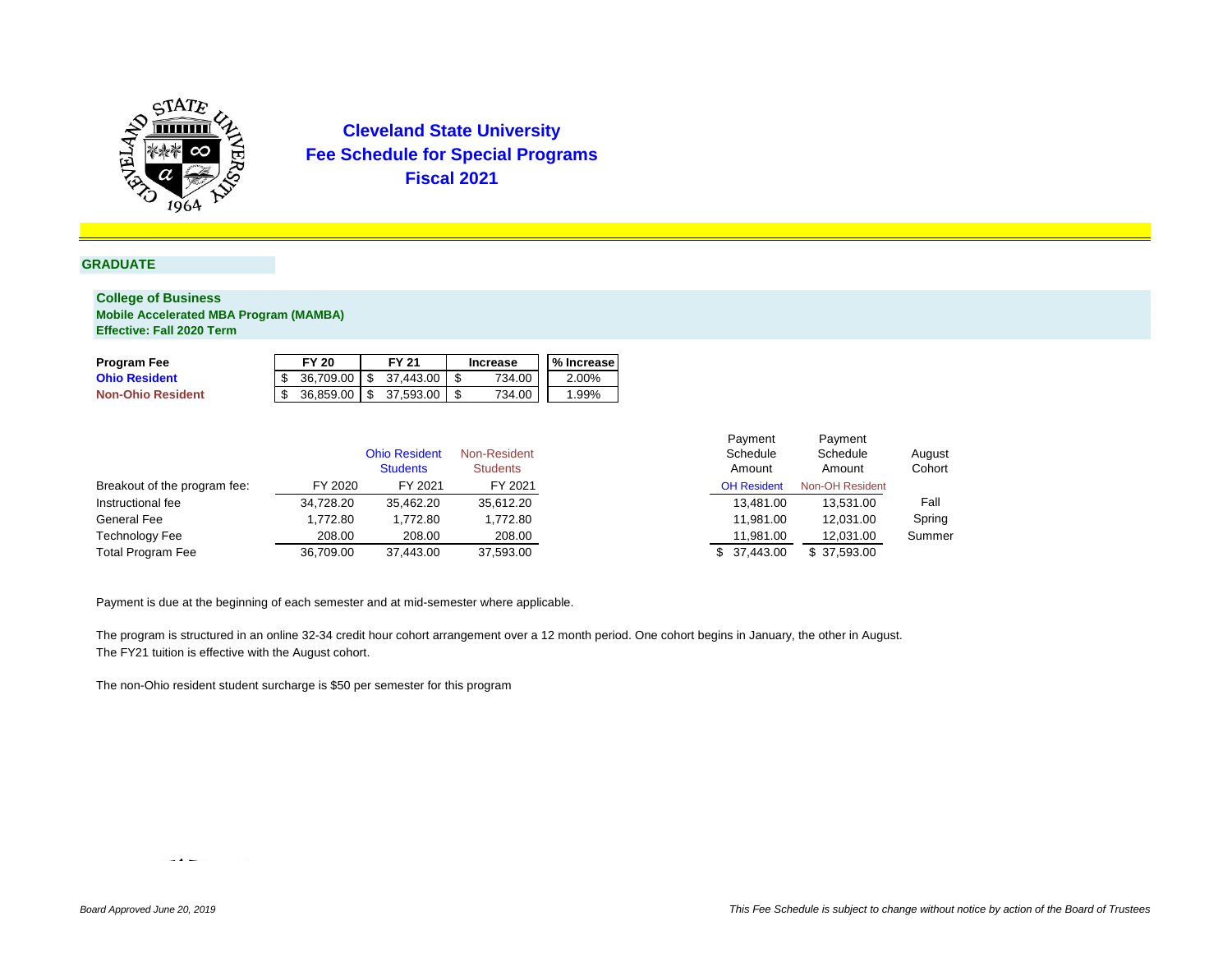# Cleveland State University
# Fee Schedule for Special Programs
# Fiscal 2021

## GRADUATE

### College of Business
**Mobile Accelerated MBA Program (MAMBA)**
**Effective: Fall 2020 Term**

| Program Fee | FY 20 | FY 21 | Increase | % Increase |
|---|---|---|---|---|
| **Ohio Resident** | $ 36,709.00 | $ 37,443.00 | $ 734.00 | 2.00% |
| **Non-Ohio Resident** | $ 36,859.00 | $ 37,593.00 | $ 734.00 | 1.99% |

| | | Ohio Resident Students | Non-Resident Students | Payment Schedule Amount | Payment Schedule Amount | August Cohort |
|---|---|---|---|---|---|---|
| Breakout of the program fee: | FY 2020 | FY 2021 | FY 2021 | OH Resident | Non-OH Resident | |
| Instructional fee | 34,728.20 | 35,462.20 | 35,612.20 | 13,481.00 | 13,531.00 | Fall |
| General Fee | 1,772.80 | 1,772.80 | 1,772.80 | 11,981.00 | 12,031.00 | Spring |
| Technology Fee | 208.00 | 208.00 | 208.00 | 11,981.00 | 12,031.00 | Summer |
| Total Program Fee | 36,709.00 | 37,443.00 | 37,593.00 | $ 37,443.00 | $ 37,593.00 | |

Payment is due at the beginning of each semester and at mid-semester where applicable.

The program is structured in an online 32-34 credit hour cohort arrangement over a 12 month period. One cohort begins in January, the other in August.
The FY21 tuition is effective with the August cohort.

The non-Ohio resident student surcharge is $50 per semester for this program

*Board Approved June 20, 2019*

*This Fee Schedule is subject to change without notice by action of the Board of Trustees*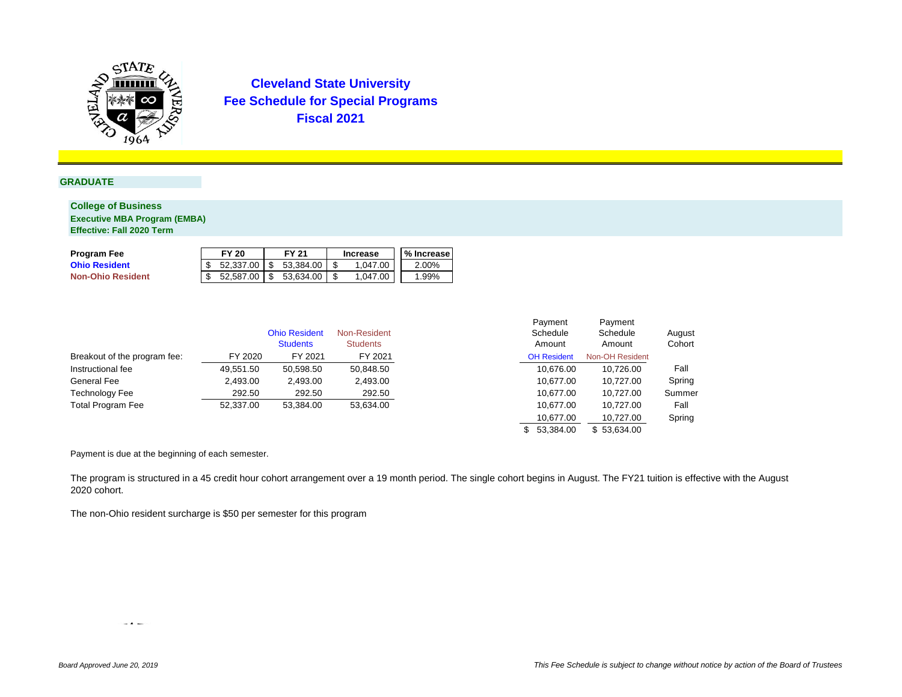# Cleveland State University
## Fee Schedule for Special Programs
## Fiscal 2021

### GRADUATE

**College of Business**
**Executive MBA Program (EMBA)**
**Effective: Fall 2020 Term**

| Program Fee | FY 20 | FY 21 | Increase | % Increase |
|---|---|---|---|---|
| Ohio Resident | $ 52,337.00 | $ 53,384.00 | $ 1,047.00 | 2.00% |
| Non-Ohio Resident | $ 52,587.00 | $ 53,634.00 | $ 1,047.00 | 1.99% |

| Breakout of the program fee: | FY 2020 | Ohio Resident Students FY 2021 | Non-Resident Students FY 2021 |
|---|---|---|---|
| Instructional fee | 49,551.50 | 50,598.50 | 50,848.50 |
| General Fee | 2,493.00 | 2,493.00 | 2,493.00 |
| Technology Fee | 292.50 | 292.50 | 292.50 |
| Total Program Fee | 52,337.00 | 53,384.00 | 53,634.00 |

| Payment Schedule Amount OH Resident | Payment Schedule Amount Non-OH Resident | August Cohort |
|---|---|---|
| 10,676.00 | 10,726.00 | Fall |
| 10,677.00 | 10,727.00 | Spring |
| 10,677.00 | 10,727.00 | Summer |
| 10,677.00 | 10,727.00 | Fall |
| 10,677.00 | 10,727.00 | Spring |
| $ 53,384.00 | $ 53,634.00 | |

Payment is due at the beginning of each semester.

The program is structured in a 45 credit hour cohort arrangement over a 19 month period. The single cohort begins in August. The FY21 tuition is effective with the August 2020 cohort.

The non-Ohio resident surcharge is $50 per semester for this program

*Board Approved June 20, 2019*

*This Fee Schedule is subject to change without notice by action of the Board of Trustees*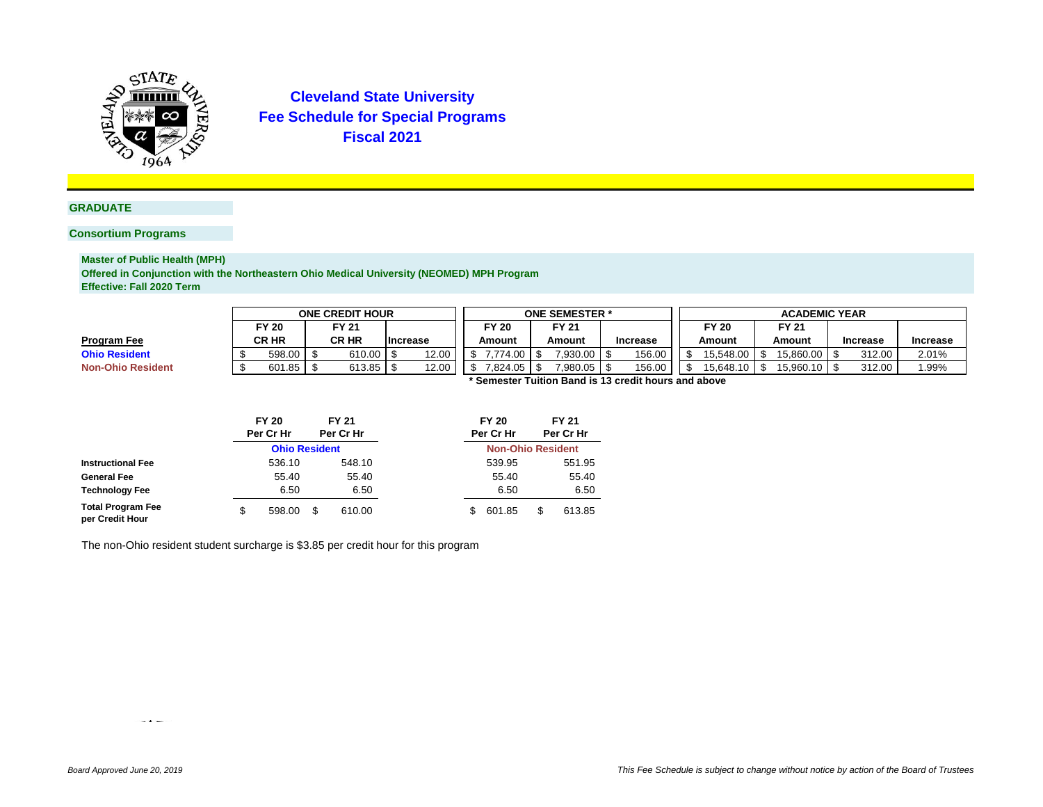# Cleveland State University
## Fee Schedule for Special Programs
## Fiscal 2021

### GRADUATE

### Consortium Programs

**Master of Public Health (MPH)**
**Offered in Conjunction with the Northeastern Ohio Medical University (NEOMED) MPH Program**
**Effective: Fall 2020 Term**

| | ONE CREDIT HOUR | | | ONE SEMESTER * | | | ACADEMIC YEAR | | | |
|---|---|---|---|---|---|---|---|---|---|---|
| **Program Fee** | FY 20 CR HR | FY 21 CR HR | Increase | FY 20 Amount | FY 21 Amount | Increase | FY 20 Amount | FY 21 Amount | Increase | Increase |
| **Ohio Resident** | $ 598.00 | $ 610.00 | $ 12.00 | $ 7,774.00 | $ 7,930.00 | $ 156.00 | $ 15,548.00 | $ 15,860.00 | $ 312.00 | 2.01% |
| **Non-Ohio Resident** | $ 601.85 | $ 613.85 | $ 12.00 | $ 7,824.05 | $ 7,980.05 | $ 156.00 | $ 15,648.10 | $ 15,960.10 | $ 312.00 | 1.99% |

**\* Semester Tuition Band is 13 credit hours and above**

| | FY 20 Per Cr Hr | FY 21 Per Cr Hr | FY 20 Per Cr Hr | FY 21 Per Cr Hr |
|---|---|---|---|---|
| | **Ohio Resident** | | **Non-Ohio Resident** | |
| **Instructional Fee** | 536.10 | 548.10 | 539.95 | 551.95 |
| **General Fee** | 55.40 | 55.40 | 55.40 | 55.40 |
| **Technology Fee** | 6.50 | 6.50 | 6.50 | 6.50 |
| **Total Program Fee per Credit Hour** | $ 598.00 | $ 610.00 | $ 601.85 | $ 613.85 |

The non-Ohio resident student surcharge is $3.85 per credit hour for this program

*Board Approved June 20, 2019*

*This Fee Schedule is subject to change without notice by action of the Board of Trustees*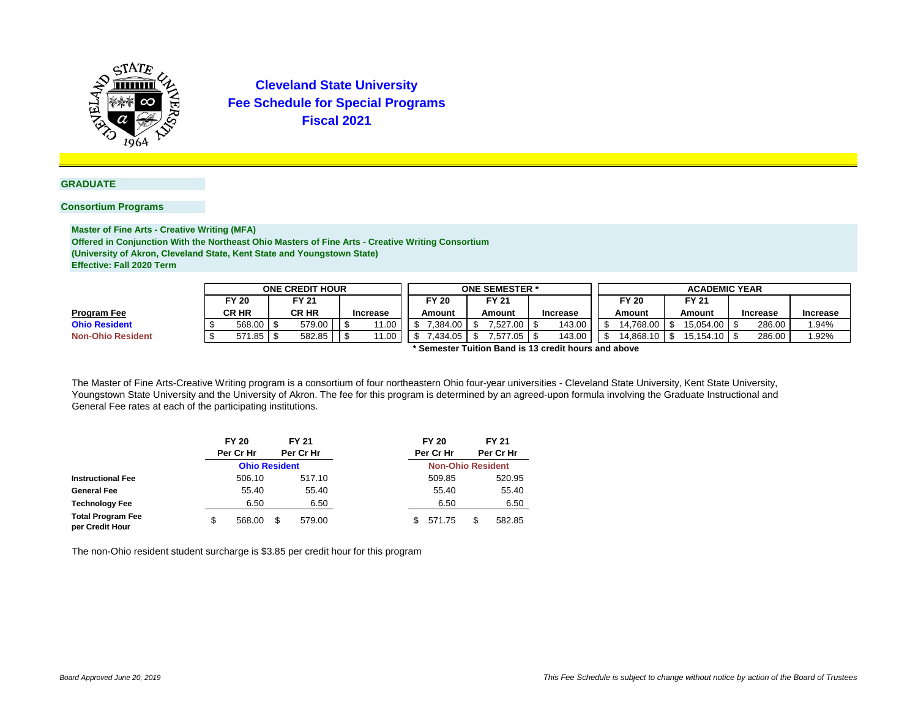# Cleveland State University
# Fee Schedule for Special Programs
# Fiscal 2021

## GRADUATE

### Consortium Programs

**Master of Fine Arts - Creative Writing (MFA)**
**Offered in Conjunction With the Northeast Ohio Masters of Fine Arts - Creative Writing Consortium**
**(University of Akron, Cleveland State, Kent State and Youngstown State)**
**Effective: Fall 2020 Term**

| | ONE CREDIT HOUR | | | ONE SEMESTER * | | | ACADEMIC YEAR | | | |
|---|---|---|---|---|---|---|---|---|---|---|
| **Program Fee** | FY 20 CR HR | FY 21 CR HR | Increase | FY 20 Amount | FY 21 Amount | Increase | FY 20 Amount | FY 21 Amount | Increase | Increase |
| **Ohio Resident** | $ 568.00 | $ 579.00 | $ 11.00 | $ 7,384.00 | $ 7,527.00 | $ 143.00 | $ 14,768.00 | $ 15,054.00 | $ 286.00 | 1.94% |
| **Non-Ohio Resident** | $ 571.85 | $ 582.85 | $ 11.00 | $ 7,434.05 | $ 7,577.05 | $ 143.00 | $ 14,868.10 | $ 15,154.10 | $ 286.00 | 1.92% |

**\* Semester Tuition Band is 13 credit hours and above**

The Master of Fine Arts-Creative Writing program is a consortium of four northeastern Ohio four-year universities - Cleveland State University, Kent State University, Youngstown State University and the University of Akron. The fee for this program is determined by an agreed-upon formula involving the Graduate Instructional and General Fee rates at each of the participating institutions.

| | FY 20 Per Cr Hr | FY 21 Per Cr Hr | FY 20 Per Cr Hr | FY 21 Per Cr Hr |
|---|---|---|---|---|
| | Ohio Resident | | Non-Ohio Resident | |
| **Instructional Fee** | 506.10 | 517.10 | 509.85 | 520.95 |
| **General Fee** | 55.40 | 55.40 | 55.40 | 55.40 |
| **Technology Fee** | 6.50 | 6.50 | 6.50 | 6.50 |
| **Total Program Fee per Credit Hour** | $ 568.00 | $ 579.00 | $ 571.75 | $ 582.85 |

The non-Ohio resident student surcharge is $3.85 per credit hour for this program

*Board Approved June 20, 2019*

*This Fee Schedule is subject to change without notice by action of the Board of Trustees*